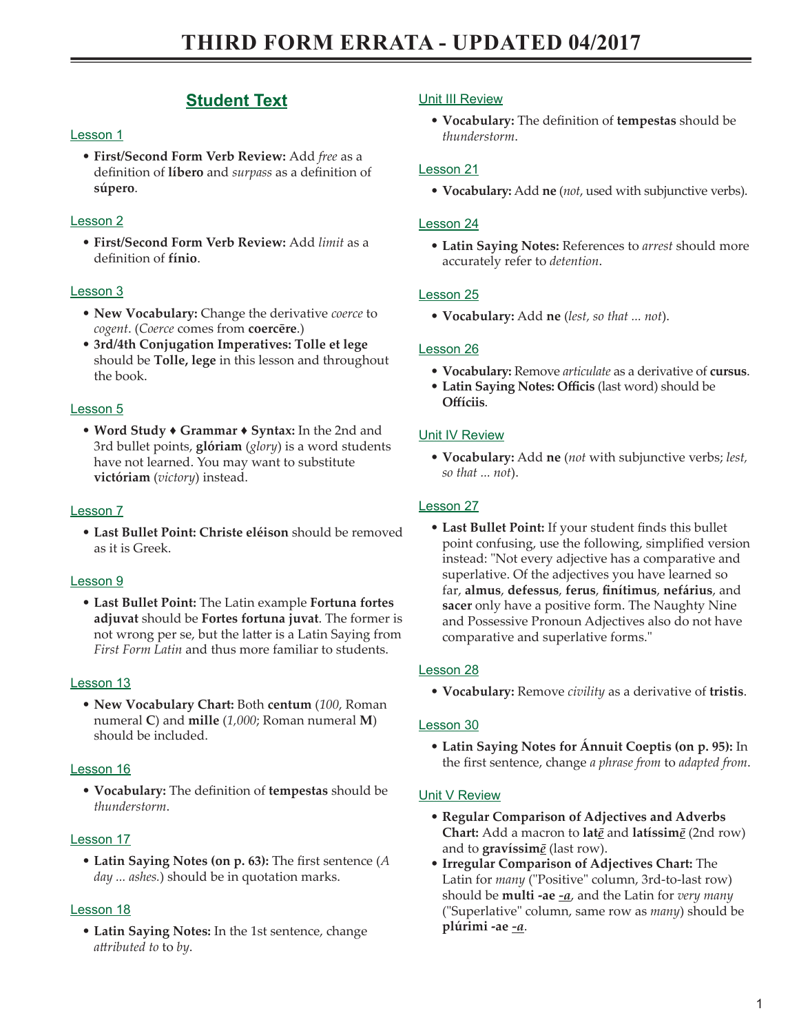# THIRD FORM ERRATA - UPDATED 04/2017

## Student Text

### Lesson 1

- **First/Second Form Verb Review:** Add *free* as a definition of **líbero** and *surpass* as a definition of **súpero**.

### Lesson 2

- **First/Second Form Verb Review:** Add *limit* as a definition of **fínio**.

### Lesson 3

- **New Vocabulary:** Change the derivative *coerce* to *cogent*. (*Coerce* comes from **coercēre**.)
- **3rd/4th Conjugation Imperatives: Tolle et lege** should be **Tolle, lege** in this lesson and throughout the book.

### Lesson 5

- **Word Study ♦ Grammar ♦ Syntax:** In the 2nd and 3rd bullet points, **glóriam** (*glory*) is a word students have not learned. You may want to substitute **victóriam** (*victory*) instead.

### Lesson 7

- **Last Bullet Point: Christe eléison** should be removed as it is Greek.

### Lesson 9

- **Last Bullet Point:** The Latin example **Fortuna fortes adjuvat** should be **Fortes fortuna juvat**. The former is not wrong per se, but the latter is a Latin Saying from *First Form Latin* and thus more familiar to students.

### Lesson 13

- **New Vocabulary Chart:** Both **centum** (*100*, Roman numeral **C**) and **mille** (*1,000*; Roman numeral **M**) should be included.

### Lesson 16

- **Vocabulary:** The definition of **tempestas** should be *thunderstorm*.

### Lesson 17

- **Latin Saying Notes (on p. 63):** The first sentence (*A day ... ashes.*) should be in quotation marks.

### Lesson 18

- **Latin Saying Notes:** In the 1st sentence, change *attributed to* to *by*.

### Unit III Review

- **Vocabulary:** The definition of **tempestas** should be *thunderstorm*.

### Lesson 21

- **Vocabulary:** Add **ne** (*not*, used with subjunctive verbs).

### Lesson 24

- **Latin Saying Notes:** References to *arrest* should more accurately refer to *detention*.

### Lesson 25

- **Vocabulary:** Add **ne** (*lest, so that ... not*).

### Lesson 26

- **Vocabulary:** Remove *articulate* as a derivative of **cursus**.
- **Latin Saying Notes: Officis** (last word) should be **Offíciis**.

### Unit IV Review

- **Vocabulary:** Add **ne** (*not* with subjunctive verbs; *lest, so that ... not*).

### Lesson 27

- **Last Bullet Point:** If your student finds this bullet point confusing, use the following, simplified version instead: "Not every adjective has a comparative and superlative. Of the adjectives you have learned so far, **almus**, **defessus**, **ferus**, **finítimus**, **nefárius**, and **sacer** only have a positive form. The Naughty Nine and Possessive Pronoun Adjectives also do not have comparative and superlative forms."

### Lesson 28

- **Vocabulary:** Remove *civility* as a derivative of **tristis**.

### Lesson 30

- **Latin Saying Notes for Ánnuit Coeptis (on p. 95):** In the first sentence, change *a phrase from* to *adapted from*.

### Unit V Review

- **Regular Comparison of Adjectives and Adverbs Chart:** Add a macron to **latē** and **latíssimē** (2nd row) and to **gravíssimē** (last row).
- **Irregular Comparison of Adjectives Chart:** The Latin for *many* ("Positive" column, 3rd-to-last row) should be **multi -ae *-a***, and the Latin for *very many* ("Superlative" column, same row as *many*) should be **plúrimi -ae *-a***.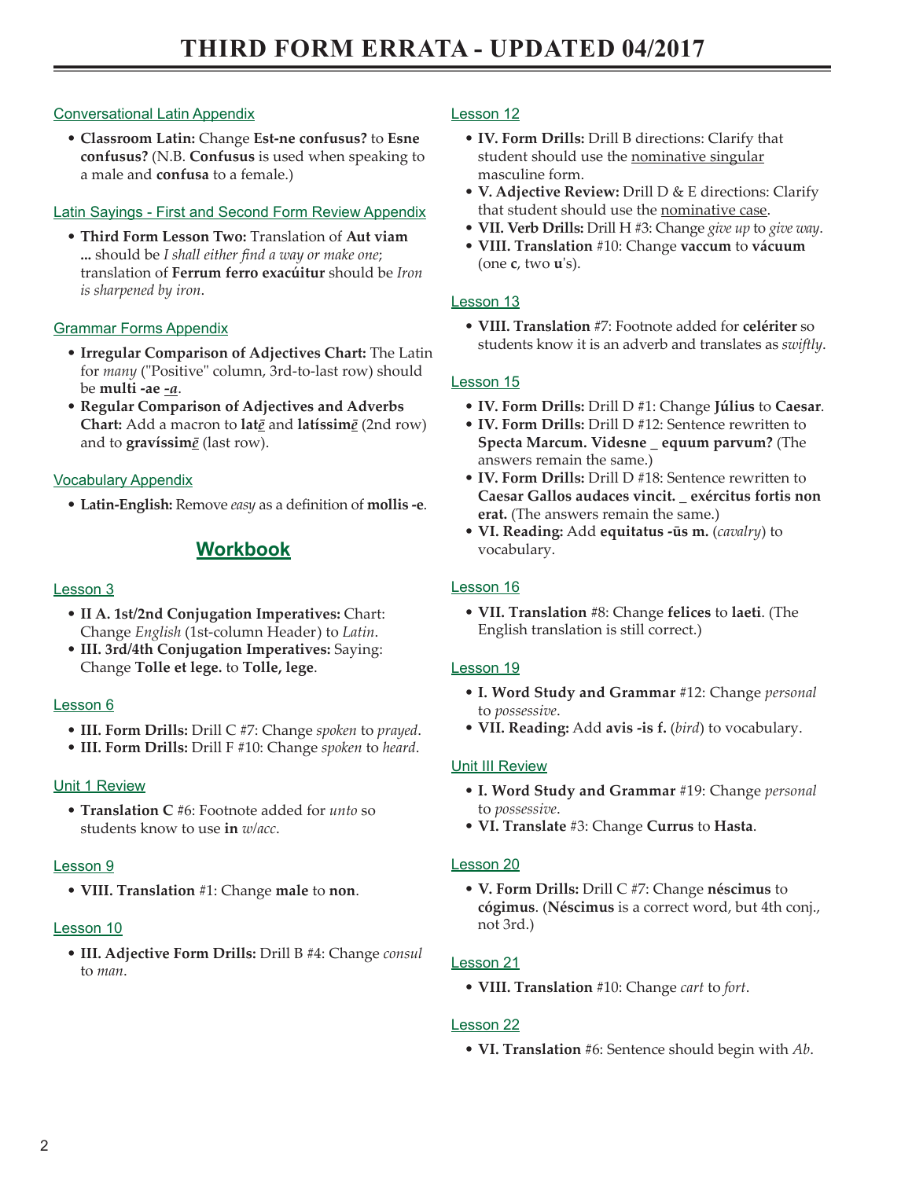# THIRD FORM ERRATA - UPDATED 04/2017

### Conversational Latin Appendix

- **Classroom Latin:** Change **Est-ne confusus?** to **Esne confusus?** (N.B. **Confusus** is used when speaking to a male and **confusa** to a female.)

### Latin Sayings - First and Second Form Review Appendix

- **Third Form Lesson Two:** Translation of **Aut viam ...** should be *I shall either find a way or make one*; translation of **Ferrum ferro exacúitur** should be *Iron is sharpened by iron*.

### Grammar Forms Appendix

- **Irregular Comparison of Adjectives Chart:** The Latin for *many* ("Positive" column, 3rd-to-last row) should be **multi -ae *-a***.
- **Regular Comparison of Adjectives and Adverbs Chart:** Add a macron to **lat*ē*** and **latíssim*ē*** (2nd row) and to **gravíssim*ē*** (last row).

### Vocabulary Appendix

- **Latin-English:** Remove *easy* as a definition of **mollis -e**.

## Workbook

### Lesson 3

- **II A. 1st/2nd Conjugation Imperatives:** Chart: Change *English* (1st-column Header) to *Latin*.
- **III. 3rd/4th Conjugation Imperatives:** Saying: Change **Tolle et lege.** to **Tolle, lege**.

### Lesson 6

- **III. Form Drills:** Drill C #7: Change *spoken* to *prayed*.
- **III. Form Drills:** Drill F #10: Change *spoken* to *heard*.

### Unit 1 Review

- **Translation C** #6: Footnote added for *unto* so students know to use **in** *w/acc*.

### Lesson 9

- **VIII. Translation** #1: Change **male** to **non**.

### Lesson 10

- **III. Adjective Form Drills:** Drill B #4: Change *consul* to *man*.

### Lesson 12

- **IV. Form Drills:** Drill B directions: Clarify that student should use the nominative singular masculine form.
- **V. Adjective Review:** Drill D & E directions: Clarify that student should use the nominative case.
- **VII. Verb Drills:** Drill H #3: Change *give up* to *give way*.
- **VIII. Translation** #10: Change **vaccum** to **vácuum** (one **c**, two **u**'s).

### Lesson 13

- **VIII. Translation** #7: Footnote added for **celériter** so students know it is an adverb and translates as *swiftly*.

### Lesson 15

- **IV. Form Drills:** Drill D #1: Change **Július** to **Caesar**.
- **IV. Form Drills:** Drill D #12: Sentence rewritten to **Specta Marcum. Videsne _ equum parvum?** (The answers remain the same.)
- **IV. Form Drills:** Drill D #18: Sentence rewritten to **Caesar Gallos audaces vincit. _ exércitus fortis non erat.** (The answers remain the same.)
- **VI. Reading:** Add **equitatus -ūs m.** (*cavalry*) to vocabulary.

### Lesson 16

- **VII. Translation** #8: Change **felices** to **laeti**. (The English translation is still correct.)

### Lesson 19

- **I. Word Study and Grammar** #12: Change *personal* to *possessive*.
- **VII. Reading:** Add **avis -is f.** (*bird*) to vocabulary.

### Unit III Review

- **I. Word Study and Grammar** #19: Change *personal* to *possessive*.
- **VI. Translate** #3: Change **Currus** to **Hasta**.

### Lesson 20

- **V. Form Drills:** Drill C #7: Change **néscimus** to **cógimus**. (**Néscimus** is a correct word, but 4th conj., not 3rd.)

### Lesson 21

- **VIII. Translation** #10: Change *cart* to *fort*.

### Lesson 22

- **VI. Translation** #6: Sentence should begin with *Ab*.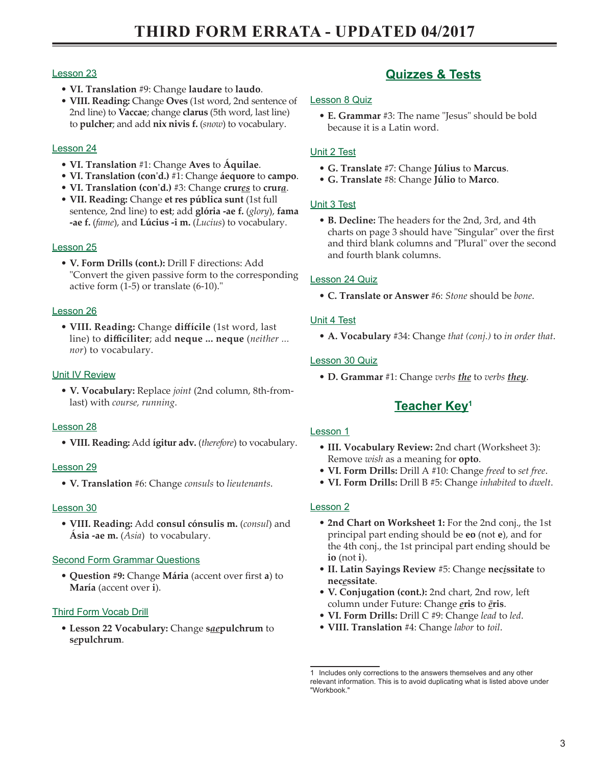# THIRD FORM ERRATA - UPDATED 04/2017

Lesson 23

- **VI. Translation** #9: Change **laudare** to **laudo**.
- **VIII. Reading:** Change **Oves** (1st word, 2nd sentence of 2nd line) to **Vaccae**; change **clarus** (5th word, last line) to **pulcher**; and add **nix nivis f.** (*snow*) to vocabulary.

Lesson 24

- **VI. Translation** #1: Change **Aves** to **Áquilae**.
- **VI. Translation (con'd.)** #1: Change **áequore** to **campo**.
- **VI. Translation (con'd.)** #3: Change **crur*es*** to **crur*a***.
- **VII. Reading:** Change **et res pública sunt** (1st full sentence, 2nd line) to **est**; add **glória -ae f.** (*glory*), **fama -ae f.** (*fame*), and **Lúcius -i m.** (*Lucius*) to vocabulary.

Lesson 25

- **V. Form Drills (cont.):** Drill F directions: Add "Convert the given passive form to the corresponding active form (1-5) or translate (6-10)."

Lesson 26

- **VIII. Reading:** Change **diffícile** (1st word, last line) to **difficíliter**; add **neque ... neque** (*neither ... nor*) to vocabulary.

Unit IV Review

- **V. Vocabulary:** Replace *joint* (2nd column, 8th-from-last) with *course, running*.

Lesson 28

- **VIII. Reading:** Add **ígitur adv.** (*therefore*) to vocabulary.

Lesson 29

- **V. Translation** #6: Change *consuls* to *lieutenants*.

Lesson 30

- **VIII. Reading:** Add **consul cónsulis m.** (*consul*) and **Ásia -ae m.** (*Asia*) to vocabulary.

Second Form Grammar Questions

- **Question #9:** Change **Mária** (accent over first **a**) to **María** (accent over **i**).

Third Form Vocab Drill

- **Lesson 22 Vocabulary:** Change **s*ae*pulchrum** to **s*e*pulchrum**.

## Quizzes & Tests

Lesson 8 Quiz

- **E. Grammar** #3: The name "Jesus" should be bold because it is a Latin word.

Unit 2 Test

- **G. Translate** #7: Change **Július** to **Marcus**.
- **G. Translate** #8: Change **Júlio** to **Marco**.

Unit 3 Test

- **B. Decline:** The headers for the 2nd, 3rd, and 4th charts on page 3 should have "Singular" over the first and third blank columns and "Plural" over the second and fourth blank columns.

Lesson 24 Quiz

- **C. Translate or Answer** #6: *Stone* should be *bone*.

Unit 4 Test

- **A. Vocabulary** #34: Change *that (conj.)* to *in order that*.

Lesson 30 Quiz

- **D. Grammar** #1: Change *verbs **the*** to *verbs **they***.

## Teacher Key[1]

Lesson 1

- **III. Vocabulary Review:** 2nd chart (Worksheet 3): Remove *wish* as a meaning for **opto**.
- **VI. Form Drills:** Drill A #10: Change *freed* to *set free*.
- **VI. Form Drills:** Drill B #5: Change *inhabited* to *dwelt*.

Lesson 2

- **2nd Chart on Worksheet 1:** For the 2nd conj., the 1st principal part ending should be **eo** (not **e**), and for the 4th conj., the 1st principal part ending should be **io** (not **i**).
- **II. Latin Sayings Review** #5: Change **nec*i*ssitate** to **nec*e*ssitate**.
- **V. Conjugation (cont.):** 2nd chart, 2nd row, left column under Future: Change ***e*ris** to ***ē*ris**.
- **VI. Form Drills:** Drill C #9: Change *lead* to *led*.
- **VIII. Translation** #4: Change *labor* to *toil*.

[1] Includes only corrections to the answers themselves and any other relevant information. This is to avoid duplicating what is listed above under "Workbook."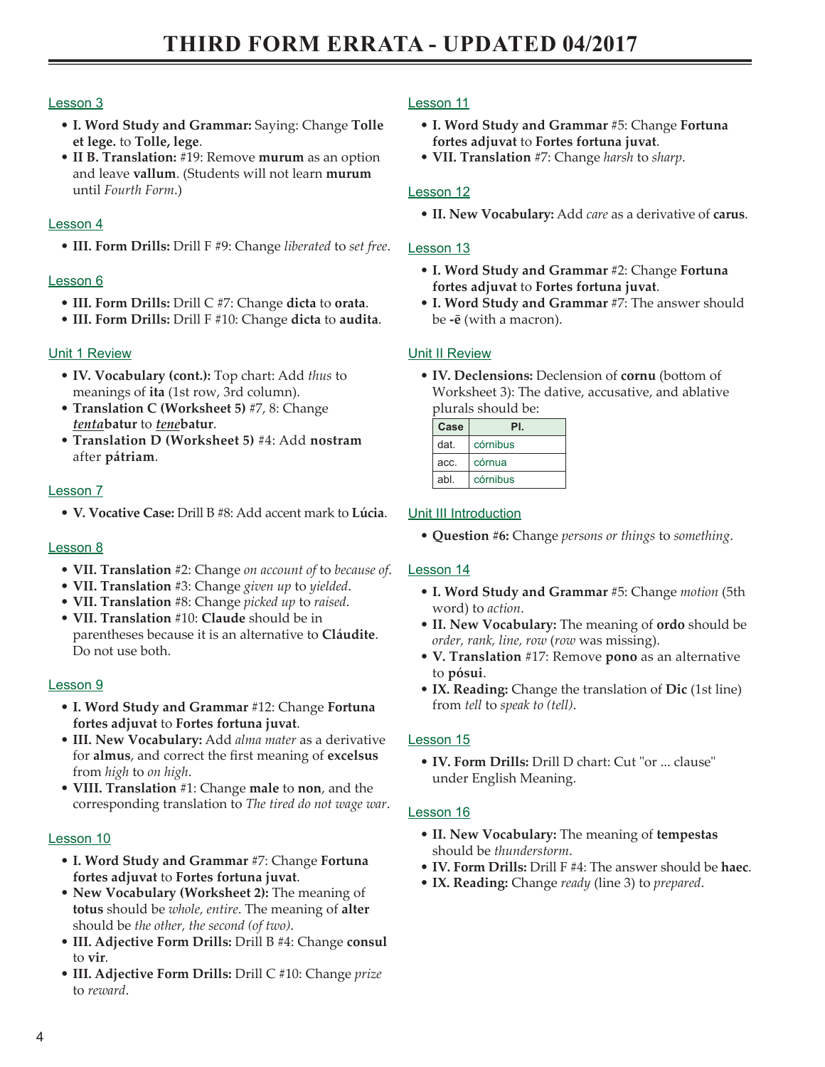# THIRD FORM ERRATA - UPDATED 04/2017

Lesson 3

- **I. Word Study and Grammar:** Saying: Change **Tolle et lege.** to **Tolle, lege**.
- **II B. Translation:** #19: Remove **murum** as an option and leave **vallum**. (Students will not learn **murum** until *Fourth Form*.)

Lesson 4

- **III. Form Drills:** Drill F #9: Change *liberated* to *set free*.

Lesson 6

- **III. Form Drills:** Drill C #7: Change **dicta** to **orata**.
- **III. Form Drills:** Drill F #10: Change **dicta** to **audita**.

Unit 1 Review

- **IV. Vocabulary (cont.):** Top chart: Add *thus* to meanings of **ita** (1st row, 3rd column).
- **Translation C (Worksheet 5)** #7, 8: Change ***tenta*batur** to ***tene*batur**.
- **Translation D (Worksheet 5)** #4: Add **nostram** after **pátriam**.

Lesson 7

- **V. Vocative Case:** Drill B #8: Add accent mark to **Lúcia**.

Lesson 8

- **VII. Translation** #2: Change *on account of* to *because of*.
- **VII. Translation** #3: Change *given up* to *yielded*.
- **VII. Translation** #8: Change *picked up* to *raised*.
- **VII. Translation** #10: **Claude** should be in parentheses because it is an alternative to **Cláudite**. Do not use both.

Lesson 9

- **I. Word Study and Grammar** #12: Change **Fortuna fortes adjuvat** to **Fortes fortuna juvat**.
- **III. New Vocabulary:** Add *alma mater* as a derivative for **almus**, and correct the first meaning of **excelsus** from *high* to *on high*.
- **VIII. Translation** #1: Change **male** to **non**, and the corresponding translation to *The tired do not wage war*.

Lesson 10

- **I. Word Study and Grammar** #7: Change **Fortuna fortes adjuvat** to **Fortes fortuna juvat**.
- **New Vocabulary (Worksheet 2):** The meaning of **totus** should be *whole, entire*. The meaning of **alter** should be *the other, the second (of two)*.
- **III. Adjective Form Drills:** Drill B #4: Change **consul** to **vir**.
- **III. Adjective Form Drills:** Drill C #10: Change *prize* to *reward*.

Lesson 11

- **I. Word Study and Grammar** #5: Change **Fortuna fortes adjuvat** to **Fortes fortuna juvat**.
- **VII. Translation** #7: Change *harsh* to *sharp*.

Lesson 12

- **II. New Vocabulary:** Add *care* as a derivative of **carus**.

Lesson 13

- **I. Word Study and Grammar** #2: Change **Fortuna fortes adjuvat** to **Fortes fortuna juvat**.
- **I. Word Study and Grammar** #7: The answer should be **-ē** (with a macron).

Unit II Review

- **IV. Declensions:** Declension of **cornu** (bottom of Worksheet 3): The dative, accusative, and ablative plurals should be:

| Case | Pl. |
|---|---|
| dat. | córnibus |
| acc. | córnua |
| abl. | córnibus |

Unit III Introduction

- **Question #6:** Change *persons or things* to *something*.

Lesson 14

- **I. Word Study and Grammar** #5: Change *motion* (5th word) to *action*.
- **II. New Vocabulary:** The meaning of **ordo** should be *order, rank, line, row* (*row* was missing).
- **V. Translation** #17: Remove **pono** as an alternative to **pósui**.
- **IX. Reading:** Change the translation of **Dic** (1st line) from *tell* to *speak to (tell)*.

Lesson 15

- **IV. Form Drills:** Drill D chart: Cut "or ... clause" under English Meaning.

Lesson 16

- **II. New Vocabulary:** The meaning of **tempestas** should be *thunderstorm*.
- **IV. Form Drills:** Drill F #4: The answer should be **haec**.
- **IX. Reading:** Change *ready* (line 3) to *prepared*.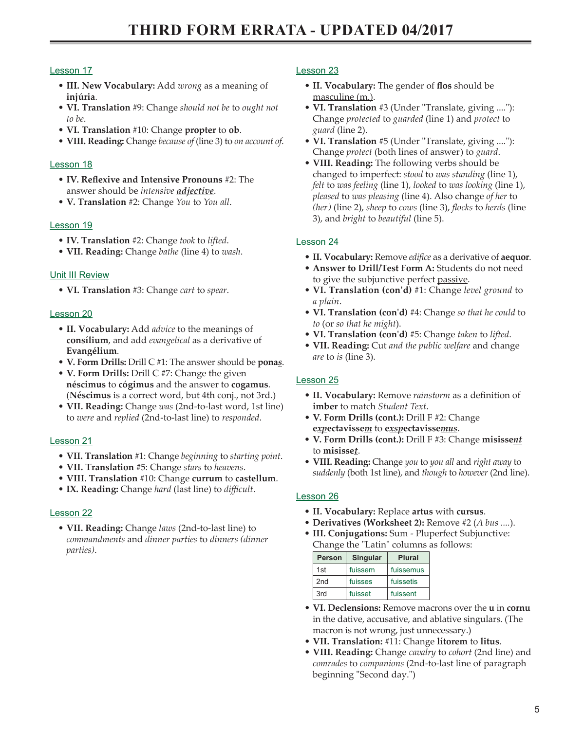# THIRD FORM ERRATA - UPDATED 04/2017

### Lesson 17

- **III. New Vocabulary:** Add *wrong* as a meaning of **injúria**.
- **VI. Translation** #9: Change *should not be* to *ought not to be*.
- **VI. Translation** #10: Change **propter** to **ob**.
- **VIII. Reading:** Change *because of* (line 3) to *on account of*.

### Lesson 18

- **IV. Reflexive and Intensive Pronouns** #2: The answer should be *intensive* ***adjective***.
- **V. Translation** #2: Change *You* to *You all*.

### Lesson 19

- **IV. Translation** #2: Change *took* to *lifted*.
- **VII. Reading:** Change *bathe* (line 4) to *wash*.

### Unit III Review

- **VI. Translation** #3: Change *cart* to *spear*.

### Lesson 20

- **II. Vocabulary:** Add *advice* to the meanings of **consílium**, and add *evangelical* as a derivative of **Evangélium**.
- **V. Form Drills:** Drill C #1: The answer should be **ponas**.
- **V. Form Drills:** Drill C #7: Change the given **néscimus** to **cógimus** and the answer to **cogamus**. (**Néscimus** is a correct word, but 4th conj., not 3rd.)
- **VII. Reading:** Change *was* (2nd-to-last word, 1st line) to *were* and *replied* (2nd-to-last line) to *responded*.

### Lesson 21

- **VII. Translation** #1: Change *beginning* to *starting point*.
- **VII. Translation** #5: Change *stars* to *heavens*.
- **VIII. Translation** #10: Change **currum** to **castellum**.
- **IX. Reading:** Change *hard* (last line) to *difficult*.

### Lesson 22

- **VII. Reading:** Change *laws* (2nd-to-last line) to *commandments* and *dinner parties* to *dinners (dinner parties)*.

### Lesson 23

- **II. Vocabulary:** The gender of **flos** should be masculine (m.).
- **VI. Translation** #3 (Under "Translate, giving ...."): Change *protected* to *guarded* (line 1) and *protect* to *guard* (line 2).
- **VI. Translation** #5 (Under "Translate, giving ...."): Change *protect* (both lines of answer) to *guard*.
- **VIII. Reading:** The following verbs should be changed to imperfect: *stood* to *was standing* (line 1), *felt* to *was feeling* (line 1), *looked* to *was looking* (line 1), *pleased* to *was pleasing* (line 4). Also change *of her* to *(her)* (line 2), *sheep* to *cows* (line 3), *flocks* to *herds* (line 3), and *bright* to *beautiful* (line 5).

### Lesson 24

- **II. Vocabulary:** Remove *edifice* as a derivative of **aequor**.
- **Answer to Drill/Test Form A:** Students do not need to give the subjunctive perfect passive.
- **VI. Translation (con'd)** #1: Change *level ground* to *a plain*.
- **VI. Translation (con'd)** #4: Change *so that he could* to *to* (or *so that he might*).
- **VI. Translation (con'd)** #5: Change *taken* to *lifted*.
- **VII. Reading:** Cut *and the public welfare* and change *are* to *is* (line 3).

### Lesson 25

- **II. Vocabulary:** Remove *rainstorm* as a definition of **imber** to match *Student Text*.
- **V. Form Drills (cont.):** Drill F #2: Change **e*xp*ectavisse*m*** to **e*xsp*ectavisse*mus***.
- **V. Form Drills (cont.):** Drill F #3: Change **misisse*nt*** to **misisse*t***.
- **VIII. Reading:** Change *you* to *you all* and *right away* to *suddenly* (both 1st line), and *though* to *however* (2nd line).

### Lesson 26

- **II. Vocabulary:** Replace **artus** with **cursus**.
- **Derivatives (Worksheet 2):** Remove #2 (*A bus* ....).
- **III. Conjugations:** Sum - Pluperfect Subjunctive: Change the "Latin" columns as follows:

| Person | Singular | Plural |
|---|---|---|
| 1st | fuissem | fuissemus |
| 2nd | fuisses | fuissetis |
| 3rd | fuisset | fuissent |

- **VI. Declensions:** Remove macrons over the **u** in **cornu** in the dative, accusative, and ablative singulars. (The macron is not wrong, just unnecessary.)
- **VII. Translation:** #11: Change **lítorem** to **litus**.
- **VIII. Reading:** Change *cavalry* to *cohort* (2nd line) and *comrades* to *companions* (2nd-to-last line of paragraph beginning "Second day.")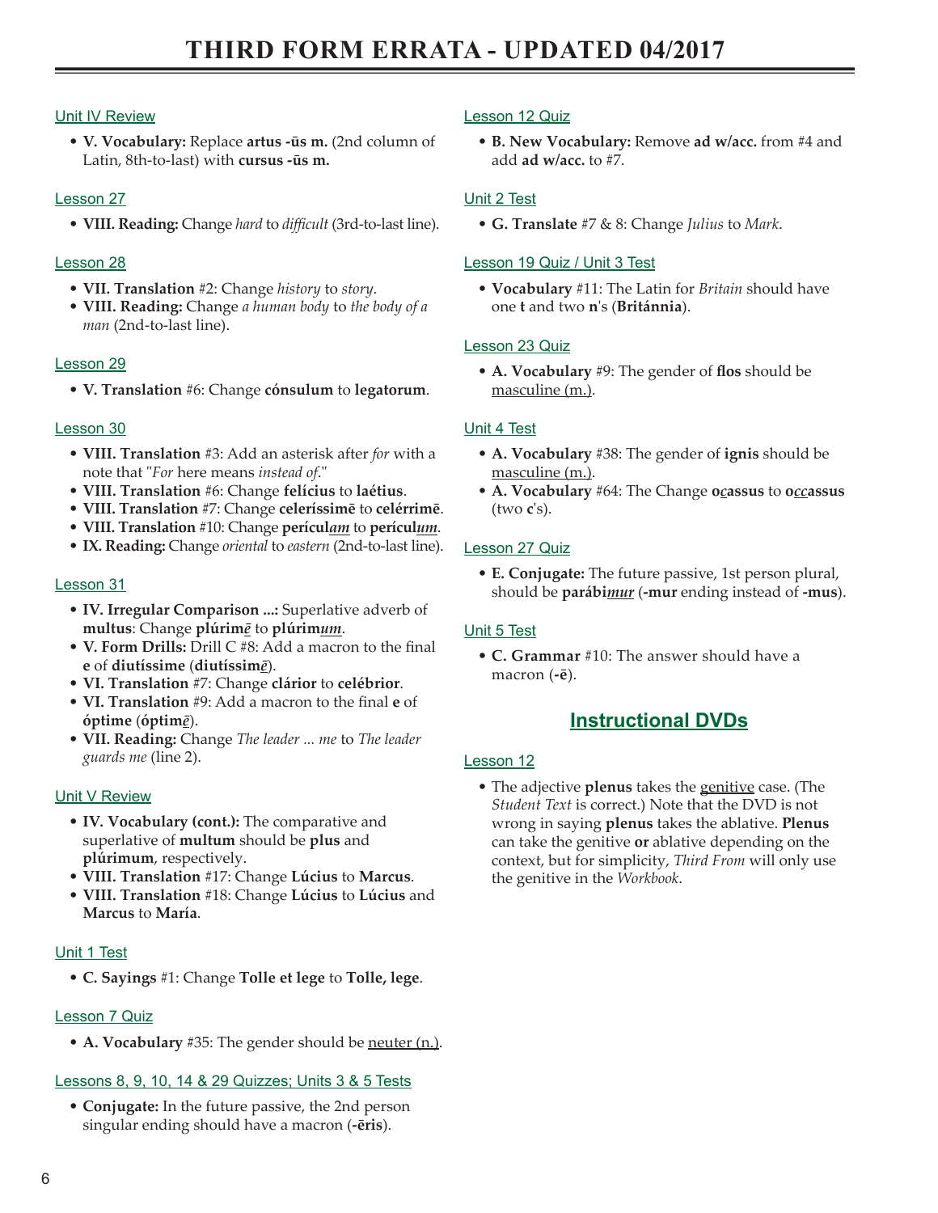# THIRD FORM ERRATA - UPDATED 04/2017

## Unit IV Review

- **V. Vocabulary:** Replace **artus -ūs m.** (2nd column of Latin, 8th-to-last) with **cursus -ūs m.**

## Lesson 27

- **VIII. Reading:** Change *hard* to *difficult* (3rd-to-last line).

## Lesson 28

- **VII. Translation** #2: Change *history* to *story*.
- **VIII. Reading:** Change *a human body* to *the body of a man* (2nd-to-last line).

## Lesson 29

- **V. Translation** #6: Change **cónsulum** to **legatorum**.

## Lesson 30

- **VIII. Translation** #3: Add an asterisk after *for* with a note that "*For* here means *instead of*."
- **VIII. Translation** #6: Change **felícius** to **laétius**.
- **VIII. Translation** #7: Change **celeríssimē** to **celérrimē**.
- **VIII. Translation** #10: Change **perícul*<u>am</u>*** to **perícul*<u>um</u>***.
- **IX. Reading:** Change *oriental* to *eastern* (2nd-to-last line).

## Lesson 31

- **IV. Irregular Comparison ...:** Superlative adverb of **multus**: Change **plúrim*<u>ē</u>*** to **plúrim*<u>um</u>***.
- **V. Form Drills:** Drill C #8: Add a macron to the final **e** of **diutíssime** (**diutíssim*<u>ē</u>***).
- **VI. Translation** #7: Change **clárior** to **celébrior**.
- **VI. Translation** #9: Add a macron to the final **e** of **óptime** (**óptim*<u>ē</u>***).
- **VII. Reading:** Change *The leader ... me* to *The leader guards me* (line 2).

## Unit V Review

- **IV. Vocabulary (cont.):** The comparative and superlative of **multum** should be **plus** and **plúrimum**, respectively.
- **VIII. Translation** #17: Change **Lúcius** to **Marcus**.
- **VIII. Translation** #18: Change **Lúcius** to **Lúcius** and **Marcus** to **María**.

## Unit 1 Test

- **C. Sayings** #1: Change **Tolle et lege** to **Tolle, lege**.

## Lesson 7 Quiz

- **A. Vocabulary** #35: The gender should be <u>neuter (n.)</u>.

## Lessons 8, 9, 10, 14 & 29 Quizzes; Units 3 & 5 Tests

- **Conjugate:** In the future passive, the 2nd person singular ending should have a macron (**-ēris**).

## Lesson 12 Quiz

- **B. New Vocabulary:** Remove **ad w/acc.** from #4 and add **ad w/acc.** to #7.

## Unit 2 Test

- **G. Translate** #7 & 8: Change *Julius* to *Mark*.

## Lesson 19 Quiz / Unit 3 Test

- **Vocabulary** #11: The Latin for *Britain* should have one **t** and two **n**'s (**Británnia**).

## Lesson 23 Quiz

- **A. Vocabulary** #9: The gender of **flos** should be <u>masculine (m.)</u>.

## Unit 4 Test

- **A. Vocabulary** #38: The gender of **ignis** should be <u>masculine (m.)</u>.
- **A. Vocabulary** #64: The Change **o*<u>c</u>*assus** to **o*<u>cc</u>*assus** (two **c**'s).

## Lesson 27 Quiz

- **E. Conjugate:** The future passive, 1st person plural, should be **parábi*<u>mur</u>*** (**-mur** ending instead of **-mus**).

## Unit 5 Test

- **C. Grammar** #10: The answer should have a macron (**-ē**).

## Instructional DVDs

### Lesson 12

- The adjective **plenus** takes the <u>genitive</u> case. (The *Student Text* is correct.) Note that the DVD is not wrong in saying **plenus** takes the ablative. **Plenus** can take the genitive **or** ablative depending on the context, but for simplicity, *Third From* will only use the genitive in the *Workbook*.